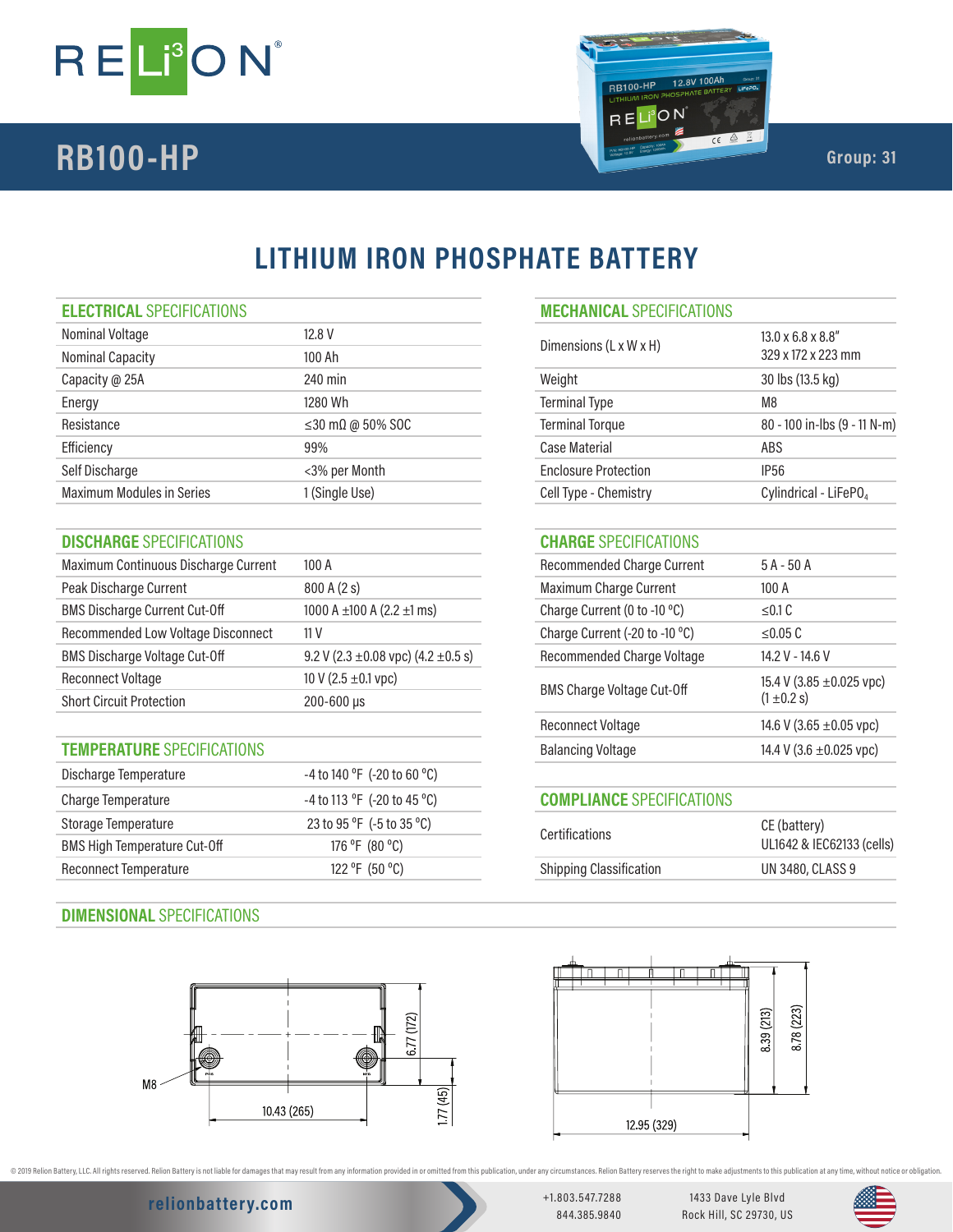# RELiON

## RB100-HP

Group: 31

# LITHIUM IRON PHOSPHATE BATTERY

## ELECTRICAL SPECIFICATIONS

| | |
|---|---|
| Nominal Voltage | 12.8 V |
| Nominal Capacity | 100 Ah |
| Capacity @ 25A | 240 min |
| Energy | 1280 Wh |
| Resistance | ≤30 mΩ @ 50% SOC |
| Efficiency | 99% |
| Self Discharge | <3% per Month |
| Maximum Modules in Series | 1 (Single Use) |

## DISCHARGE SPECIFICATIONS

| | |
|---|---|
| Maximum Continuous Discharge Current | 100 A |
| Peak Discharge Current | 800 A (2 s) |
| BMS Discharge Current Cut-Off | 1000 A ±100 A (2.2 ±1 ms) |
| Recommended Low Voltage Disconnect | 11 V |
| BMS Discharge Voltage Cut-Off | 9.2 V (2.3 ±0.08 vpc) (4.2 ±0.5 s) |
| Reconnect Voltage | 10 V (2.5 ±0.1 vpc) |
| Short Circuit Protection | 200-600 µs |

## TEMPERATURE SPECIFICATIONS

| | |
|---|---|
| Discharge Temperature | -4 to 140 °F (-20 to 60 °C) |
| Charge Temperature | -4 to 113 °F (-20 to 45 °C) |
| Storage Temperature | 23 to 95 °F (-5 to 35 °C) |
| BMS High Temperature Cut-Off | 176 °F (80 °C) |
| Reconnect Temperature | 122 °F (50 °C) |

## MECHANICAL SPECIFICATIONS

| | |
|---|---|
| Dimensions (L x W x H) | 13.0 x 6.8 x 8.8" 329 x 172 x 223 mm |
| Weight | 30 lbs (13.5 kg) |
| Terminal Type | M8 |
| Terminal Torque | 80 - 100 in-lbs (9 - 11 N-m) |
| Case Material | ABS |
| Enclosure Protection | IP56 |
| Cell Type - Chemistry | Cylindrical - $LiFePO_4$ |

## CHARGE SPECIFICATIONS

| | |
|---|---|
| Recommended Charge Current | 5 A - 50 A |
| Maximum Charge Current | 100 A |
| Charge Current (0 to -10 °C) | ≤0.1 C |
| Charge Current (-20 to -10 °C) | ≤0.05 C |
| Recommended Charge Voltage | 14.2 V - 14.6 V |
| BMS Charge Voltage Cut-Off | 15.4 V (3.85 ±0.025 vpc) (1 ±0.2 s) |
| Reconnect Voltage | 14.6 V (3.65 ±0.05 vpc) |
| Balancing Voltage | 14.4 V (3.6 ±0.025 vpc) |

## COMPLIANCE SPECIFICATIONS

| | |
|---|---|
| Certifications | CE (battery) UL1642 & IEC62133 (cells) |
| Shipping Classification | UN 3480, CLASS 9 |

## DIMENSIONAL SPECIFICATIONS

M8

10.43 (265)

6.77 (172)

1.77 (45)

8.39 (213)

8.78 (223)

12.95 (329)

© 2019 Relion Battery, LLC. All rights reserved. Relion Battery is not liable for damages that may result from any information provided in or omitted from this publication, under any circumstances. Relion Battery reserves the right to make adjustments to this publication at any time, without notice or obligation.

relionbattery.com

+1.803.547.7288
844.385.9840

1433 Dave Lyle Blvd
Rock Hill, SC 29730, US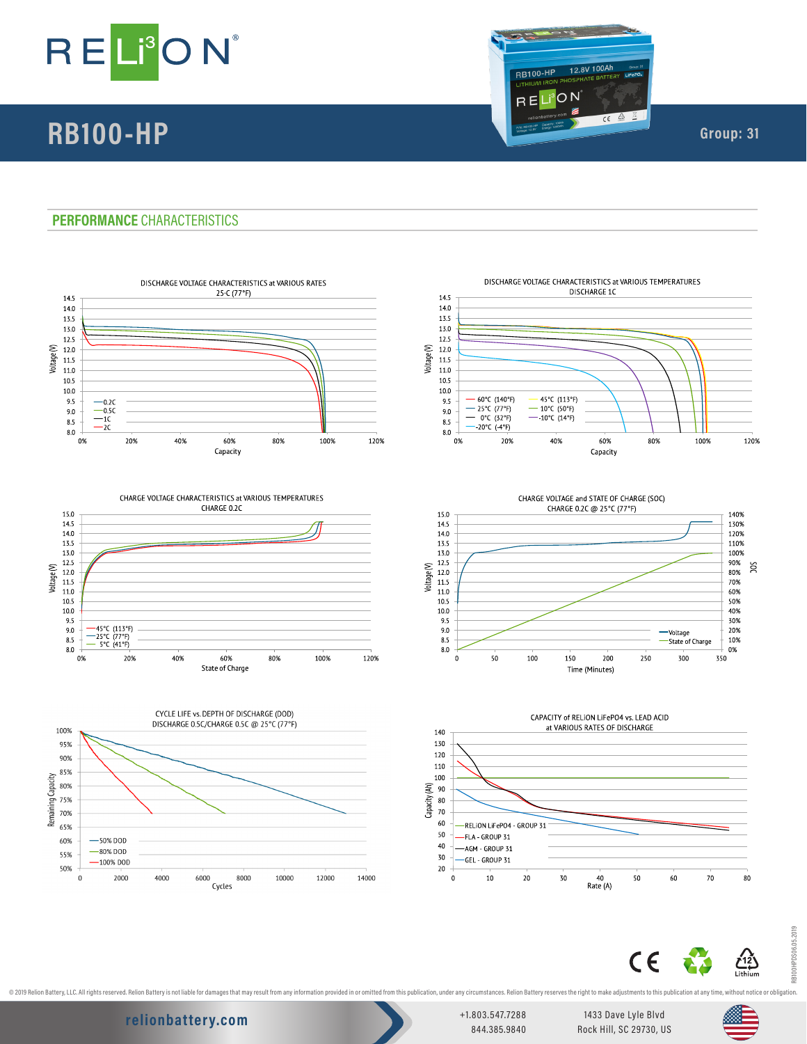# RB100-HP

Group: 31

## PERFORMANCE CHARACTERISTICS

DISCHARGE VOLTAGE CHARACTERISTICS at VARIOUS RATES
25°C (77°F)

Voltage (V)
14.5
14.0
13.5
13.0
12.5
12.0
11.5
11.0
10.5
10.0
9.5
9.0
8.5
8.0

0.2C
0.5C
1C
2C

0% 20% 40% 60% 80% 100% 120%
Capacity

DISCHARGE VOLTAGE CHARACTERISTICS at VARIOUS TEMPERATURES
DISCHARGE 1C

Voltage (V)
14.5
14.0
13.5
13.0
12.5
12.0
11.5
11.0
10.5
10.0
9.5
9.0
8.5
8.0

60°C (140°F)
45°C (113°F)
25°C (77°F)
10°C (50°F)
0°C (32°F)
-10°C (14°F)
-20°C (-4°F)

0% 20% 40% 60% 80% 100% 120%
Capacity

CHARGE VOLTAGE CHARACTERISTICS at VARIOUS TEMPERATURES
CHARGE 0.2C

Voltage (V)
15.0
14.5
14.0
13.5
13.0
12.5
12.0
11.5
11.0
10.5
10.0
9.5
9.0
8.5
8.0

45°C (113°F)
25°C (77°F)
5°C (41°F)

0% 20% 40% 60% 80% 100% 120%
State of Charge

CHARGE VOLTAGE and STATE OF CHARGE (SOC)
CHARGE 0.2C @ 25°C (77°F)

Voltage (V)
15.0
14.5
14.0
13.5
13.0
12.5
12.0
11.5
11.0
10.5
10.0
9.5
9.0
8.5
8.0

SOC
140%
130%
120%
110%
100%
90%
80%
70%
60%
50%
40%
30%
20%
10%
0%

Voltage
State of Charge

0 50 100 150 200 250 300 350
Time (Minutes)

CYCLE LIFE vs. DEPTH OF DISCHARGE (DOD)
DISCHARGE 0.5C/CHARGE 0.5C @ 25°C (77°F)

Remaining Capacity
100%
95%
90%
85%
80%
75%
70%
65%
60%
55%
50%

50% DOD
80% DOD
100% DOD

0 2000 4000 6000 8000 10000 12000 14000
Cycles

CAPACITY of RELiON LiFePO4 vs. LEAD ACID
at VARIOUS RATES OF DISCHARGE

Capacity (Ah)
140
130
120
110
100
90
80
70
60
50
40
30
20

RELiON LiFePO4 - GROUP 31
FLA - GROUP 31
AGM - GROUP 31
GEL - GROUP 31

0 10 20 30 40 50 60 70 80
Rate (A)

RB100HPDS06.05.2019

© 2019 Relion Battery, LLC. All rights reserved. Relion Battery is not liable for damages that may result from any information provided in or omitted from this publication, under any circumstances. Relion Battery reserves the right to make adjustments to this publication at any time, without notice or obligation.

relionbattery.com

+1.803.547.7288
844.385.9840

1433 Dave Lyle Blvd
Rock Hill, SC 29730, US